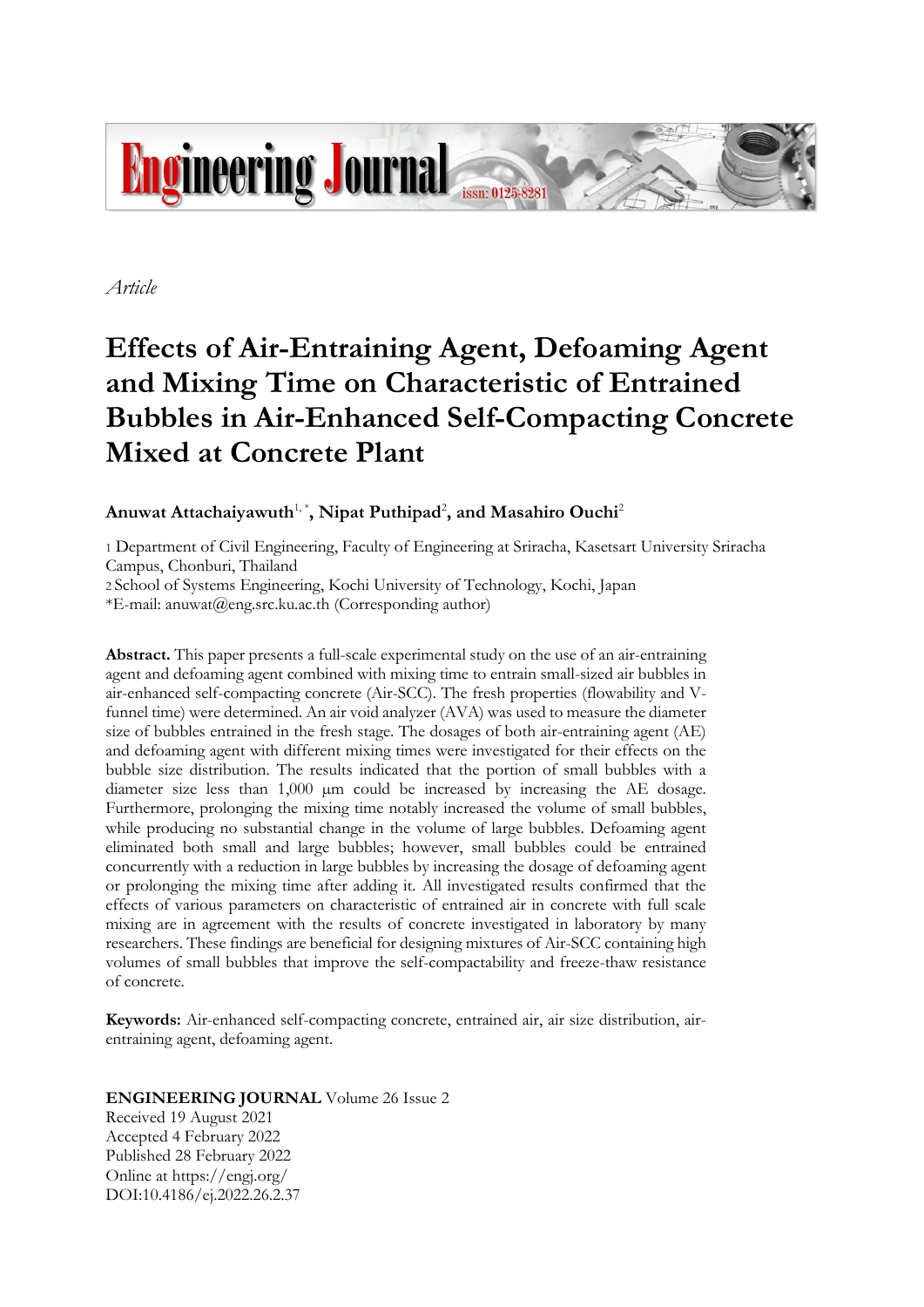*Article*

# Effects of Air-Entraining Agent, Defoaming Agent and Mixing Time on Characteristic of Entrained Bubbles in Air-Enhanced Self-Compacting Concrete Mixed at Concrete Plant

**Anuwat Attachaiyawuth**[1,*]**, Nipat Puthipad**[2]**, and Masahiro Ouchi**[2]

1 Department of Civil Engineering, Faculty of Engineering at Sriracha, Kasetsart University Sriracha Campus, Chonburi, Thailand
2 School of Systems Engineering, Kochi University of Technology, Kochi, Japan
*E-mail: anuwat@eng.src.ku.ac.th (Corresponding author)

**Abstract.** This paper presents a full-scale experimental study on the use of an air-entraining agent and defoaming agent combined with mixing time to entrain small-sized air bubbles in air-enhanced self-compacting concrete (Air-SCC). The fresh properties (flowability and V-funnel time) were determined. An air void analyzer (AVA) was used to measure the diameter size of bubbles entrained in the fresh stage. The dosages of both air-entraining agent (AE) and defoaming agent with different mixing times were investigated for their effects on the bubble size distribution. The results indicated that the portion of small bubbles with a diameter size less than 1,000 μm could be increased by increasing the AE dosage. Furthermore, prolonging the mixing time notably increased the volume of small bubbles, while producing no substantial change in the volume of large bubbles. Defoaming agent eliminated both small and large bubbles; however, small bubbles could be entrained concurrently with a reduction in large bubbles by increasing the dosage of defoaming agent or prolonging the mixing time after adding it. All investigated results confirmed that the effects of various parameters on characteristic of entrained air in concrete with full scale mixing are in agreement with the results of concrete investigated in laboratory by many researchers. These findings are beneficial for designing mixtures of Air-SCC containing high volumes of small bubbles that improve the self-compactability and freeze-thaw resistance of concrete.

**Keywords:** Air-enhanced self-compacting concrete, entrained air, air size distribution, air-entraining agent, defoaming agent.

**ENGINEERING JOURNAL** Volume 26 Issue 2
Received 19 August 2021
Accepted 4 February 2022
Published 28 February 2022
Online at https://engj.org/
DOI:10.4186/ej.2022.26.2.37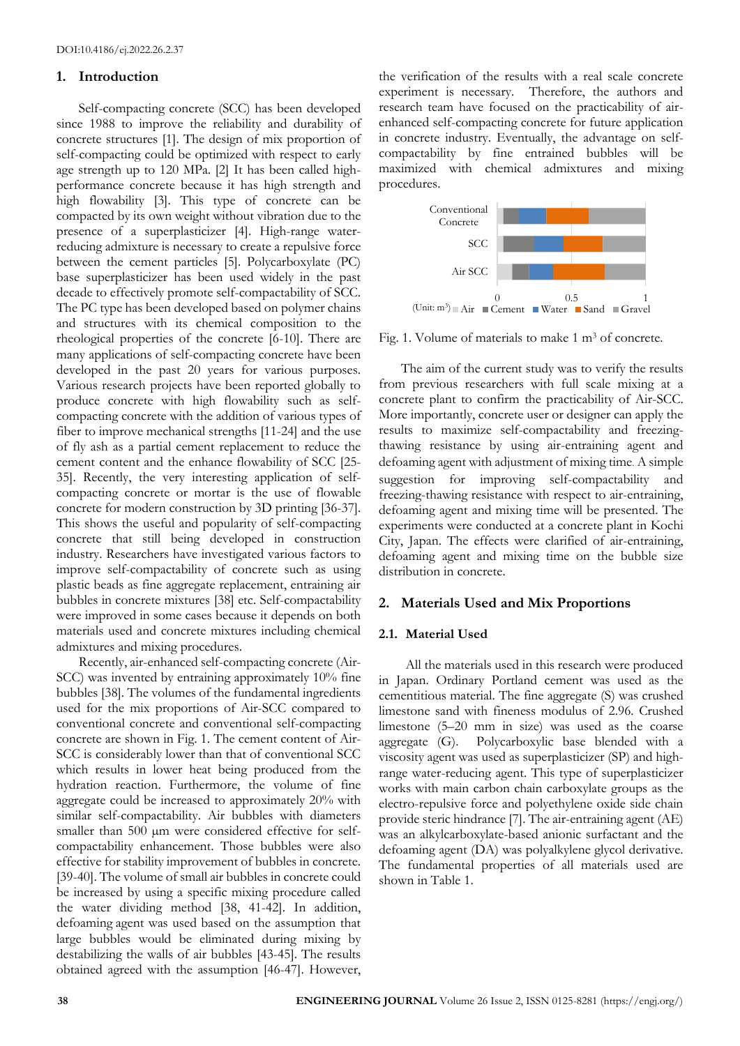DOI:10.4186/ej.2022.26.2.37

## 1. Introduction

Self-compacting concrete (SCC) has been developed since 1988 to improve the reliability and durability of concrete structures [1]. The design of mix proportion of self-compacting could be optimized with respect to early age strength up to 120 MPa. [2] It has been called high-performance concrete because it has high strength and high flowability [3]. This type of concrete can be compacted by its own weight without vibration due to the presence of a superplasticizer [4]. High-range water-reducing admixture is necessary to create a repulsive force between the cement particles [5]. Polycarboxylate (PC) base superplasticizer has been used widely in the past decade to effectively promote self-compactability of SCC. The PC type has been developed based on polymer chains and structures with its chemical composition to the rheological properties of the concrete [6-10]. There are many applications of self-compacting concrete have been developed in the past 20 years for various purposes. Various research projects have been reported globally to produce concrete with high flowability such as self-compacting concrete with the addition of various types of fiber to improve mechanical strengths [11-24] and the use of fly ash as a partial cement replacement to reduce the cement content and the enhance flowability of SCC [25-35]. Recently, the very interesting application of self-compacting concrete or mortar is the use of flowable concrete for modern construction by 3D printing [36-37]. This shows the useful and popularity of self-compacting concrete that still being developed in construction industry. Researchers have investigated various factors to improve self-compactability of concrete such as using plastic beads as fine aggregate replacement, entraining air bubbles in concrete mixtures [38] etc. Self-compactability were improved in some cases because it depends on both materials used and concrete mixtures including chemical admixtures and mixing procedures.

Recently, air-enhanced self-compacting concrete (Air-SCC) was invented by entraining approximately 10% fine bubbles [38]. The volumes of the fundamental ingredients used for the mix proportions of Air-SCC compared to conventional concrete and conventional self-compacting concrete are shown in Fig. 1. The cement content of Air-SCC is considerably lower than that of conventional SCC which results in lower heat being produced from the hydration reaction. Furthermore, the volume of fine aggregate could be increased to approximately 20% with similar self-compactability. Air bubbles with diameters smaller than 500 μm were considered effective for self-compactability enhancement. Those bubbles were also effective for stability improvement of bubbles in concrete. [39-40]. The volume of small air bubbles in concrete could be increased by using a specific mixing procedure called the water dividing method [38, 41-42]. In addition, defoaming agent was used based on the assumption that large bubbles would be eliminated during mixing by destabilizing the walls of air bubbles [43-45]. The results obtained agreed with the assumption [46-47]. However, the verification of the results with a real scale concrete experiment is necessary. Therefore, the authors and research team have focused on the practicability of air-enhanced self-compacting concrete for future application in concrete industry. Eventually, the advantage on self-compactability by fine entrained bubbles will be maximized with chemical admixtures and mixing procedures.

Fig. 1. Volume of materials to make 1 m$^3$ of concrete.

The aim of the current study was to verify the results from previous researchers with full scale mixing at a concrete plant to confirm the practicability of Air-SCC. More importantly, concrete user or designer can apply the results to maximize self-compactability and freezing-thawing resistance by using air-entraining agent and defoaming agent with adjustment of mixing time. A simple suggestion for improving self-compactability and freezing-thawing resistance with respect to air-entraining, defoaming agent and mixing time will be presented. The experiments were conducted at a concrete plant in Kochi City, Japan. The effects were clarified of air-entraining, defoaming agent and mixing time on the bubble size distribution in concrete.

## 2. Materials Used and Mix Proportions

### 2.1. Material Used

All the materials used in this research were produced in Japan. Ordinary Portland cement was used as the cementitious material. The fine aggregate (S) was crushed limestone sand with fineness modulus of 2.96. Crushed limestone (5–20 mm in size) was used as the coarse aggregate (G). Polycarboxylic base blended with a viscosity agent was used as superplasticizer (SP) and high-range water-reducing agent. This type of superplasticizer works with main carbon chain carboxylate groups as the electro-repulsive force and polyethylene oxide side chain provide steric hindrance [7]. The air-entraining agent (AE) was an alkylcarboxylate-based anionic surfactant and the defoaming agent (DA) was polyalkylene glycol derivative. The fundamental properties of all materials used are shown in Table 1.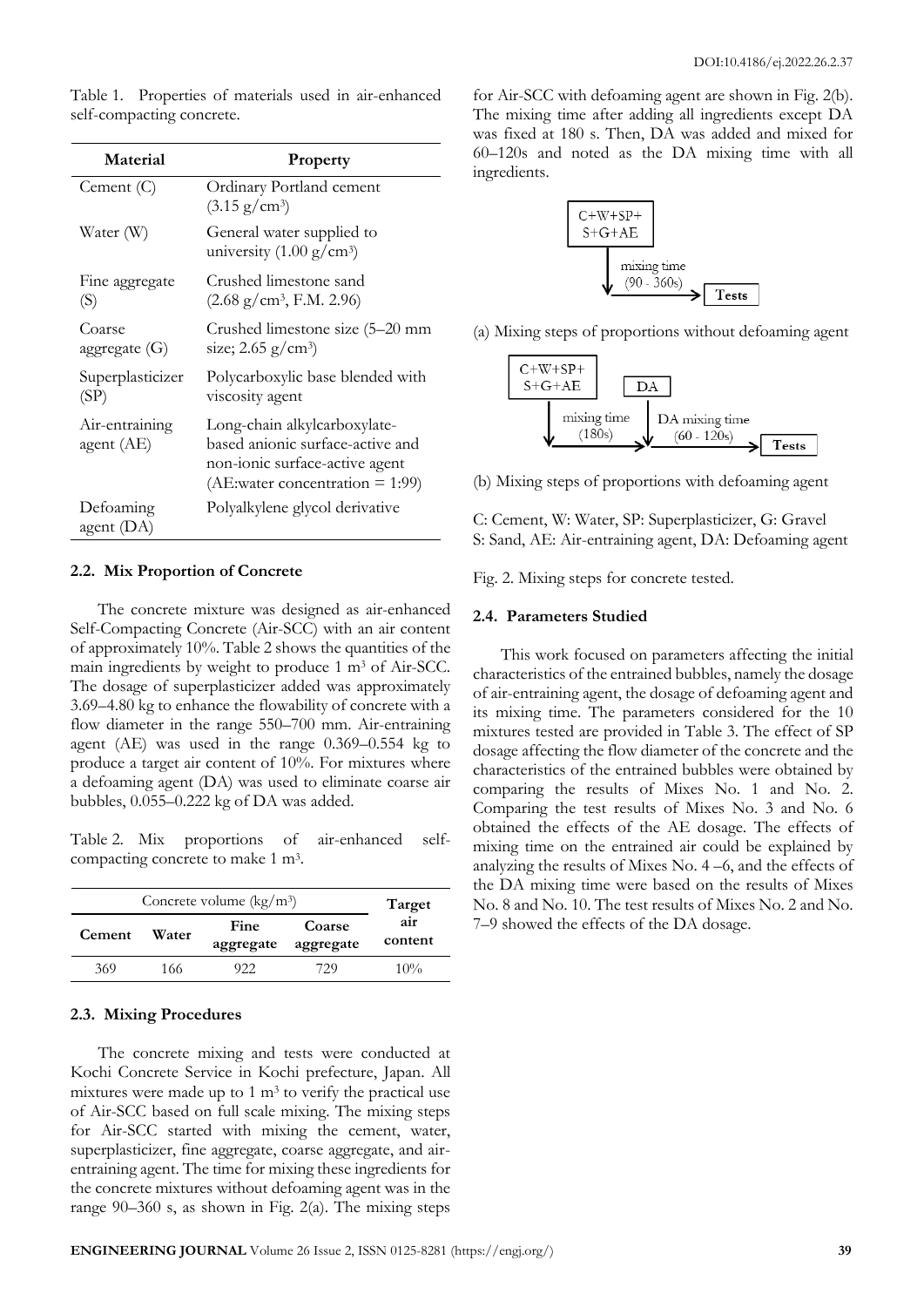Table 1. Properties of materials used in air-enhanced self-compacting concrete.

| Material | Property |
|---|---|
| Cement (C) | Ordinary Portland cement (3.15 g/cm$^3$) |
| Water (W) | General water supplied to university (1.00 g/cm$^3$) |
| Fine aggregate (S) | Crushed limestone sand (2.68 g/cm$^3$, F.M. 2.96) |
| Coarse aggregate (G) | Crushed limestone size (5–20 mm size; 2.65 g/cm$^3$) |
| Superplasticizer (SP) | Polycarboxylic base blended with viscosity agent |
| Air-entraining agent (AE) | Long-chain alkylcarboxylate-based anionic surface-active and non-ionic surface-active agent (AE:water concentration = 1:99) |
| Defoaming agent (DA) | Polyalkylene glycol derivative |

### 2.2. Mix Proportion of Concrete

The concrete mixture was designed as air-enhanced Self-Compacting Concrete (Air-SCC) with an air content of approximately 10%. Table 2 shows the quantities of the main ingredients by weight to produce 1 m$^3$ of Air-SCC. The dosage of superplasticizer added was approximately 3.69–4.80 kg to enhance the flowability of concrete with a flow diameter in the range 550–700 mm. Air-entraining agent (AE) was used in the range 0.369–0.554 kg to produce a target air content of 10%. For mixtures where a defoaming agent (DA) was used to eliminate coarse air bubbles, 0.055–0.222 kg of DA was added.

Table 2. Mix proportions of air-enhanced self-compacting concrete to make 1 m$^3$.

| Concrete volume (kg/m$^3$) | | | | Target air content |
|---|---|---|---|---|
| Cement | Water | Fine aggregate | Coarse aggregate | |
| 369 | 166 | 922 | 729 | 10% |

### 2.3. Mixing Procedures

The concrete mixing and tests were conducted at Kochi Concrete Service in Kochi prefecture, Japan. All mixtures were made up to 1 m$^3$ to verify the practical use of Air-SCC based on full scale mixing. The mixing steps for Air-SCC started with mixing the cement, water, superplasticizer, fine aggregate, coarse aggregate, and air-entraining agent. The time for mixing these ingredients for the concrete mixtures without defoaming agent was in the range 90–360 s, as shown in Fig. 2(a). The mixing steps for Air-SCC with defoaming agent are shown in Fig. 2(b). The mixing time after adding all ingredients except DA was fixed at 180 s. Then, DA was added and mixed for 60–120s and noted as the DA mixing time with all ingredients.

C+W+SP+ S+G+AE → mixing time (90 - 360s) → Tests

(a) Mixing steps of proportions without defoaming agent

C+W+SP+ S+G+AE → mixing time (180s) → DA → DA mixing time (60 - 120s) → Tests

(b) Mixing steps of proportions with defoaming agent

C: Cement, W: Water, SP: Superplasticizer, G: Gravel
S: Sand, AE: Air-entraining agent, DA: Defoaming agent

Fig. 2. Mixing steps for concrete tested.

### 2.4. Parameters Studied

This work focused on parameters affecting the initial characteristics of the entrained bubbles, namely the dosage of air-entraining agent, the dosage of defoaming agent and its mixing time. The parameters considered for the 10 mixtures tested are provided in Table 3. The effect of SP dosage affecting the flow diameter of the concrete and the characteristics of the entrained bubbles were obtained by comparing the results of Mixes No. 1 and No. 2. Comparing the test results of Mixes No. 3 and No. 6 obtained the effects of the AE dosage. The effects of mixing time on the entrained air could be explained by analyzing the results of Mixes No. 4 –6, and the effects of the DA mixing time were based on the results of Mixes No. 8 and No. 10. The test results of Mixes No. 2 and No. 7–9 showed the effects of the DA dosage.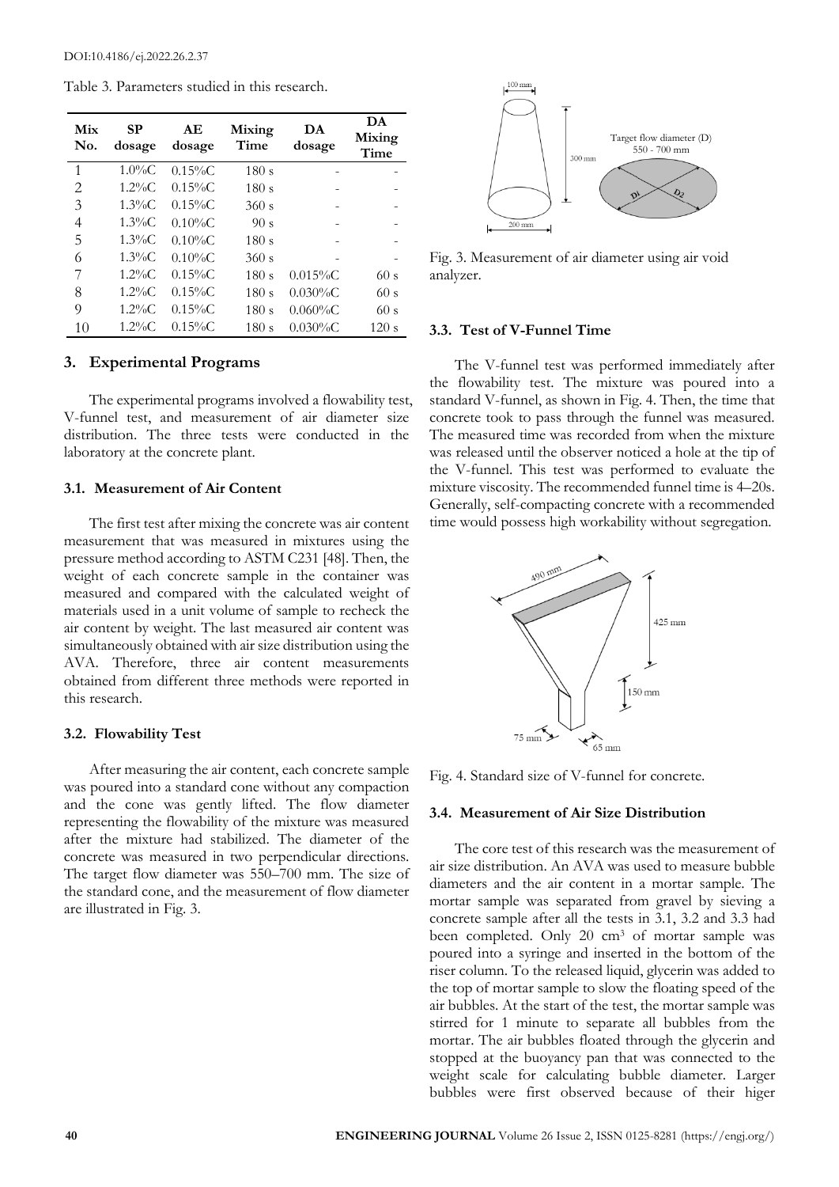Table 3. Parameters studied in this research.

| Mix No. | SP dosage | AE dosage | Mixing Time | DA dosage | DA Mixing Time |
|---|---|---|---|---|---|
| 1 | 1.0%C | 0.15%C | 180 s | - | - |
| 2 | 1.2%C | 0.15%C | 180 s | - | - |
| 3 | 1.3%C | 0.15%C | 360 s | - | - |
| 4 | 1.3%C | 0.10%C | 90 s | - | - |
| 5 | 1.3%C | 0.10%C | 180 s | - | - |
| 6 | 1.3%C | 0.10%C | 360 s | - | - |
| 7 | 1.2%C | 0.15%C | 180 s | 0.015%C | 60 s |
| 8 | 1.2%C | 0.15%C | 180 s | 0.030%C | 60 s |
| 9 | 1.2%C | 0.15%C | 180 s | 0.060%C | 60 s |
| 10 | 1.2%C | 0.15%C | 180 s | 0.030%C | 120 s |

## 3. Experimental Programs

The experimental programs involved a flowability test, V-funnel test, and measurement of air diameter size distribution. The three tests were conducted in the laboratory at the concrete plant.

### 3.1. Measurement of Air Content

The first test after mixing the concrete was air content measurement that was measured in mixtures using the pressure method according to ASTM C231 [48]. Then, the weight of each concrete sample in the container was measured and compared with the calculated weight of materials used in a unit volume of sample to recheck the air content by weight. The last measured air content was simultaneously obtained with air size distribution using the AVA. Therefore, three air content measurements obtained from different three methods were reported in this research.

### 3.2. Flowability Test

After measuring the air content, each concrete sample was poured into a standard cone without any compaction and the cone was gently lifted. The flow diameter representing the flowability of the mixture was measured after the mixture had stabilized. The diameter of the concrete was measured in two perpendicular directions. The target flow diameter was 550–700 mm. The size of the standard cone, and the measurement of flow diameter are illustrated in Fig. 3.

Fig. 3. Measurement of air diameter using air void analyzer.

### 3.3. Test of V-Funnel Time

The V-funnel test was performed immediately after the flowability test. The mixture was poured into a standard V-funnel, as shown in Fig. 4. Then, the time that concrete took to pass through the funnel was measured. The measured time was recorded from when the mixture was released until the observer noticed a hole at the tip of the V-funnel. This test was performed to evaluate the mixture viscosity. The recommended funnel time is 4–20s. Generally, self-compacting concrete with a recommended time would possess high workability without segregation.

Fig. 4. Standard size of V-funnel for concrete.

### 3.4. Measurement of Air Size Distribution

The core test of this research was the measurement of air size distribution. An AVA was used to measure bubble diameters and the air content in a mortar sample. The mortar sample was separated from gravel by sieving a concrete sample after all the tests in 3.1, 3.2 and 3.3 had been completed. Only 20 cm$^3$ of mortar sample was poured into a syringe and inserted in the bottom of the riser column. To the released liquid, glycerin was added to the top of mortar sample to slow the floating speed of the air bubbles. At the start of the test, the mortar sample was stirred for 1 minute to separate all bubbles from the mortar. The air bubbles floated through the glycerin and stopped at the buoyancy pan that was connected to the weight scale for calculating bubble diameter. Larger bubbles were first observed because of their higer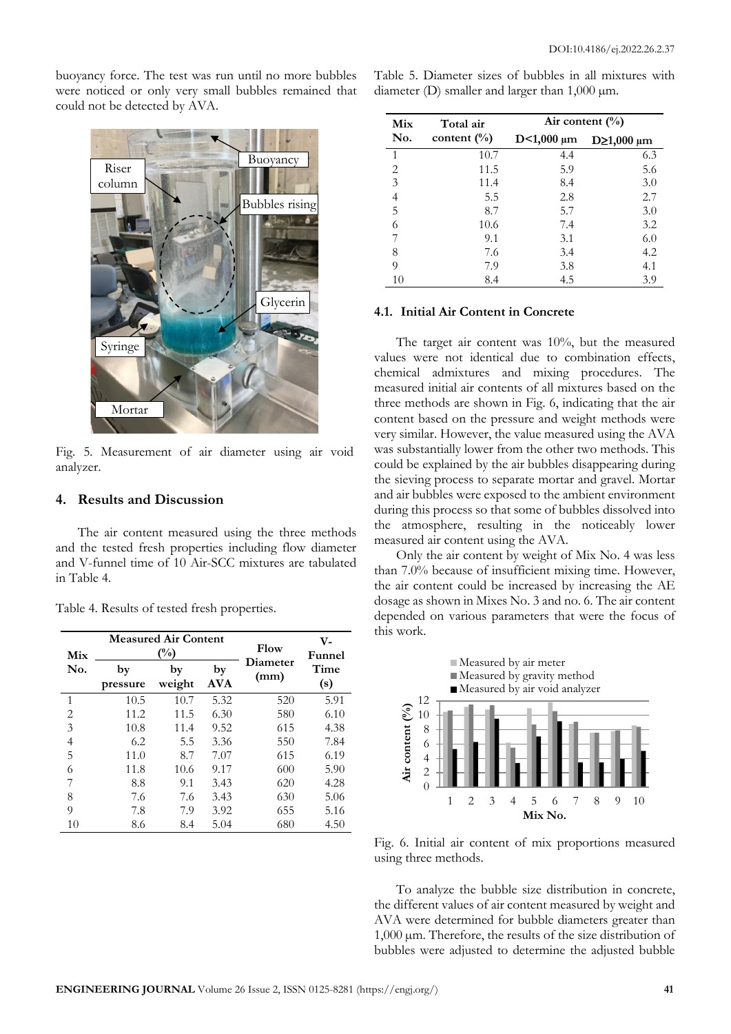buoyancy force. The test was run until no more bubbles were noticed or only very small bubbles remained that could not be detected by AVA.

Fig. 5. Measurement of air diameter using air void analyzer.

## 4. Results and Discussion

The air content measured using the three methods and the tested fresh properties including flow diameter and V-funnel time of 10 Air-SCC mixtures are tabulated in Table 4.

Table 4. Results of tested fresh properties.

| Mix No. | Measured Air Content (%) | | | Flow Diameter (mm) | V-Funnel Time (s) |
|---|---|---|---|---|---|
| | by pressure | by weight | by AVA | | |
| 1 | 10.5 | 10.7 | 5.32 | 520 | 5.91 |
| 2 | 11.2 | 11.5 | 6.30 | 580 | 6.10 |
| 3 | 10.8 | 11.4 | 9.52 | 615 | 4.38 |
| 4 | 6.2 | 5.5 | 3.36 | 550 | 7.84 |
| 5 | 11.0 | 8.7 | 7.07 | 615 | 6.19 |
| 6 | 11.8 | 10.6 | 9.17 | 600 | 5.90 |
| 7 | 8.8 | 9.1 | 3.43 | 620 | 4.28 |
| 8 | 7.6 | 7.6 | 3.43 | 630 | 5.06 |
| 9 | 7.8 | 7.9 | 3.92 | 655 | 5.16 |
| 10 | 8.6 | 8.4 | 5.04 | 680 | 4.50 |

Table 5. Diameter sizes of bubbles in all mixtures with diameter (D) smaller and larger than 1,000 μm.

| Mix No. | Total air content (%) | Air content (%) | |
|---|---|---|---|
| | | D<1,000 μm | D≥1,000 μm |
| 1 | 10.7 | 4.4 | 6.3 |
| 2 | 11.5 | 5.9 | 5.6 |
| 3 | 11.4 | 8.4 | 3.0 |
| 4 | 5.5 | 2.8 | 2.7 |
| 5 | 8.7 | 5.7 | 3.0 |
| 6 | 10.6 | 7.4 | 3.2 |
| 7 | 9.1 | 3.1 | 6.0 |
| 8 | 7.6 | 3.4 | 4.2 |
| 9 | 7.9 | 3.8 | 4.1 |
| 10 | 8.4 | 4.5 | 3.9 |

### 4.1. Initial Air Content in Concrete

The target air content was 10%, but the measured values were not identical due to combination effects, chemical admixtures and mixing procedures. The measured initial air contents of all mixtures based on the three methods are shown in Fig. 6, indicating that the air content based on the pressure and weight methods were very similar. However, the value measured using the AVA was substantially lower from the other two methods. This could be explained by the air bubbles disappearing during the sieving process to separate mortar and gravel. Mortar and air bubbles were exposed to the ambient environment during this process so that some of bubbles dissolved into the atmosphere, resulting in the noticeably lower measured air content using the AVA.

Only the air content by weight of Mix No. 4 was less than 7.0% because of insufficient mixing time. However, the air content could be increased by increasing the AE dosage as shown in Mixes No. 3 and no. 6. The air content depended on various parameters that were the focus of this work.

Fig. 6. Initial air content of mix proportions measured using three methods.

To analyze the bubble size distribution in concrete, the different values of air content measured by weight and AVA were determined for bubble diameters greater than 1,000 μm. Therefore, the results of the size distribution of bubbles were adjusted to determine the adjusted bubble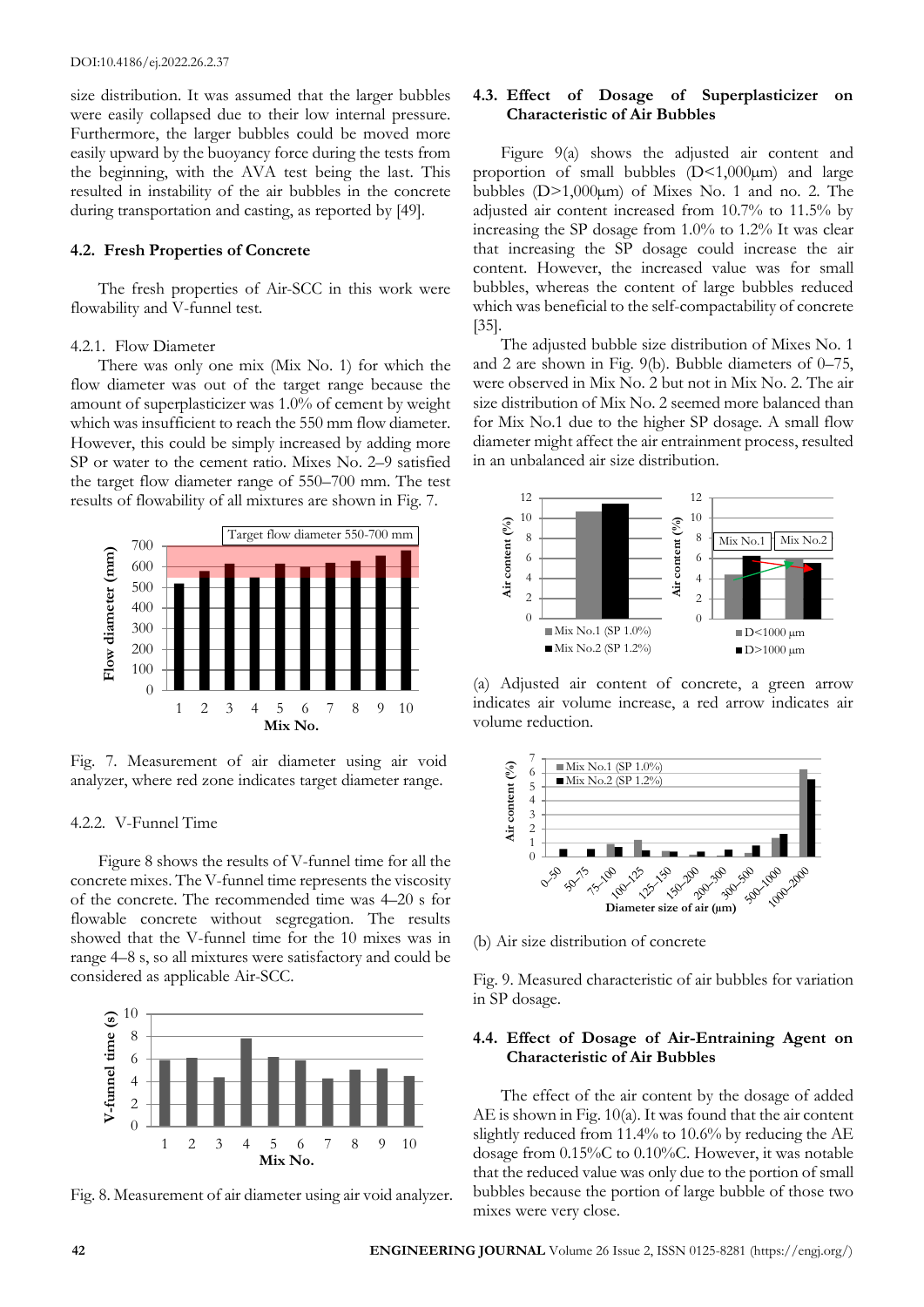size distribution. It was assumed that the larger bubbles were easily collapsed due to their low internal pressure. Furthermore, the larger bubbles could be moved more easily upward by the buoyancy force during the tests from the beginning, with the AVA test being the last. This resulted in instability of the air bubbles in the concrete during transportation and casting, as reported by [49].

## 4.2. Fresh Properties of Concrete

The fresh properties of Air-SCC in this work were flowability and V-funnel test.

### 4.2.1. Flow Diameter

There was only one mix (Mix No. 1) for which the flow diameter was out of the target range because the amount of superplasticizer was 1.0% of cement by weight which was insufficient to reach the 550 mm flow diameter. However, this could be simply increased by adding more SP or water to the cement ratio. Mixes No. 2–9 satisfied the target flow diameter range of 550–700 mm. The test results of flowability of all mixtures are shown in Fig. 7.

Fig. 7. Measurement of air diameter using air void analyzer, where red zone indicates target diameter range.

### 4.2.2. V-Funnel Time

Figure 8 shows the results of V-funnel time for all the concrete mixes. The V-funnel time represents the viscosity of the concrete. The recommended time was 4–20 s for flowable concrete without segregation. The results showed that the V-funnel time for the 10 mixes was in range 4–8 s, so all mixtures were satisfactory and could be considered as applicable Air-SCC.

Fig. 8. Measurement of air diameter using air void analyzer.

## 4.3. Effect of Dosage of Superplasticizer on Characteristic of Air Bubbles

Figure 9(a) shows the adjusted air content and proportion of small bubbles (D<1,000μm) and large bubbles (D>1,000μm) of Mixes No. 1 and no. 2. The adjusted air content increased from 10.7% to 11.5% by increasing the SP dosage from 1.0% to 1.2% It was clear that increasing the SP dosage could increase the air content. However, the increased value was for small bubbles, whereas the content of large bubbles reduced which was beneficial to the self-compactability of concrete [35].

The adjusted bubble size distribution of Mixes No. 1 and 2 are shown in Fig. 9(b). Bubble diameters of 0–75, were observed in Mix No. 2 but not in Mix No. 2. The air size distribution of Mix No. 2 seemed more balanced than for Mix No.1 due to the higher SP dosage. A small flow diameter might affect the air entrainment process, resulted in an unbalanced air size distribution.

(a) Adjusted air content of concrete, a green arrow indicates air volume increase, a red arrow indicates air volume reduction.

(b) Air size distribution of concrete

Fig. 9. Measured characteristic of air bubbles for variation in SP dosage.

## 4.4. Effect of Dosage of Air-Entraining Agent on Characteristic of Air Bubbles

The effect of the air content by the dosage of added AE is shown in Fig. 10(a). It was found that the air content slightly reduced from 11.4% to 10.6% by reducing the AE dosage from 0.15%C to 0.10%C. However, it was notable that the reduced value was only due to the portion of small bubbles because the portion of large bubble of those two mixes were very close.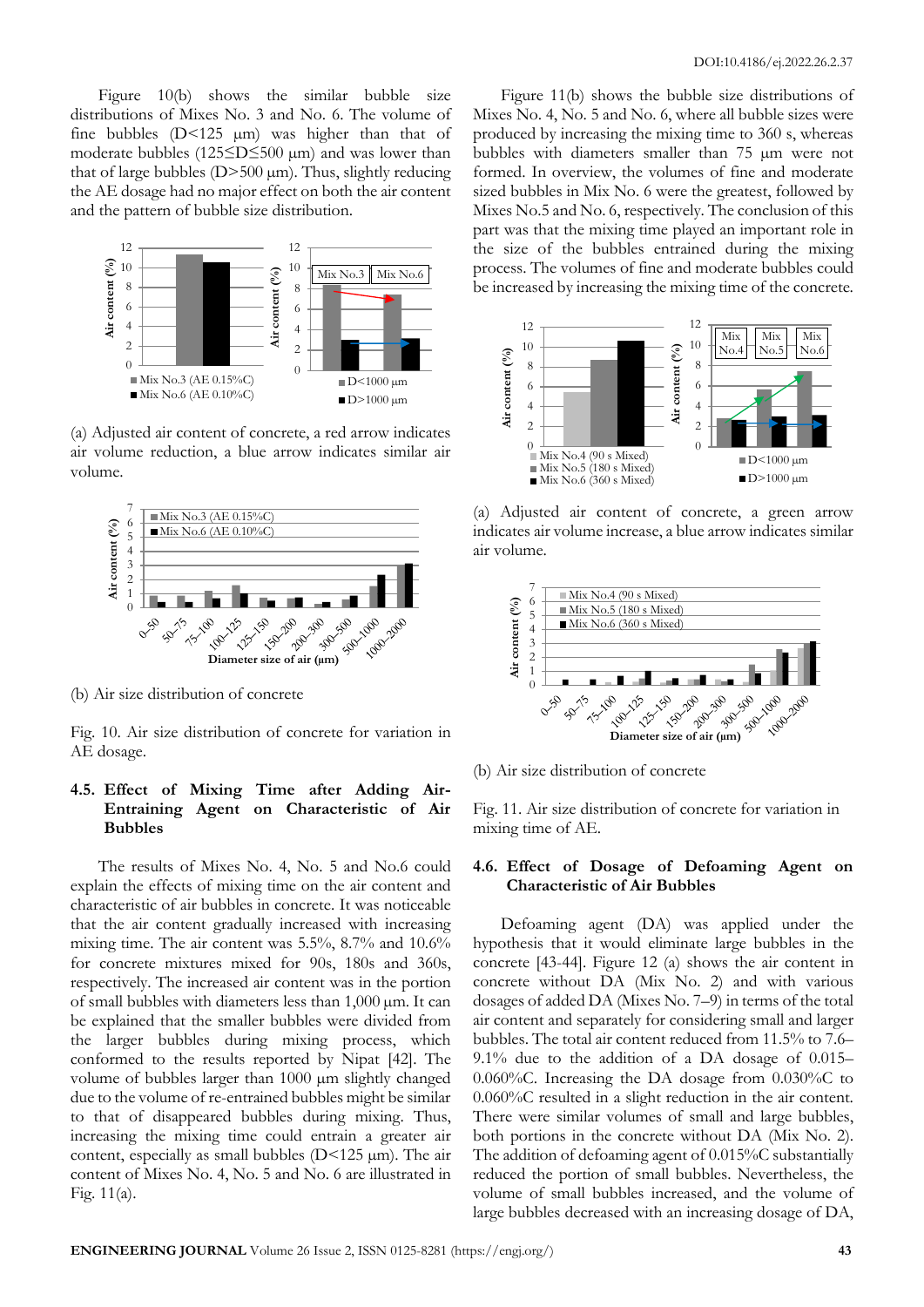Figure 10(b) shows the similar bubble size distributions of Mixes No. 3 and No. 6. The volume of fine bubbles (D<125 μm) was higher than that of moderate bubbles (125≤D≤500 μm) and was lower than that of large bubbles (D>500 μm). Thus, slightly reducing the AE dosage had no major effect on both the air content and the pattern of bubble size distribution.

(a) Adjusted air content of concrete, a red arrow indicates air volume reduction, a blue arrow indicates similar air volume.

(b) Air size distribution of concrete

Fig. 10. Air size distribution of concrete for variation in AE dosage.

### 4.5. Effect of Mixing Time after Adding Air-Entraining Agent on Characteristic of Air Bubbles

The results of Mixes No. 4, No. 5 and No.6 could explain the effects of mixing time on the air content and characteristic of air bubbles in concrete. It was noticeable that the air content gradually increased with increasing mixing time. The air content was 5.5%, 8.7% and 10.6% for concrete mixtures mixed for 90s, 180s and 360s, respectively. The increased air content was in the portion of small bubbles with diameters less than 1,000 μm. It can be explained that the smaller bubbles were divided from the larger bubbles during mixing process, which conformed to the results reported by Nipat [42]. The volume of bubbles larger than 1000 μm slightly changed due to the volume of re-entrained bubbles might be similar to that of disappeared bubbles during mixing. Thus, increasing the mixing time could entrain a greater air content, especially as small bubbles (D<125 μm). The air content of Mixes No. 4, No. 5 and No. 6 are illustrated in Fig. 11(a).

Figure 11(b) shows the bubble size distributions of Mixes No. 4, No. 5 and No. 6, where all bubble sizes were produced by increasing the mixing time to 360 s, whereas bubbles with diameters smaller than 75 μm were not formed. In overview, the volumes of fine and moderate sized bubbles in Mix No. 6 were the greatest, followed by Mixes No.5 and No. 6, respectively. The conclusion of this part was that the mixing time played an important role in the size of the bubbles entrained during the mixing process. The volumes of fine and moderate bubbles could be increased by increasing the mixing time of the concrete.

(a) Adjusted air content of concrete, a green arrow indicates air volume increase, a blue arrow indicates similar air volume.

(b) Air size distribution of concrete

Fig. 11. Air size distribution of concrete for variation in mixing time of AE.

### 4.6. Effect of Dosage of Defoaming Agent on Characteristic of Air Bubbles

Defoaming agent (DA) was applied under the hypothesis that it would eliminate large bubbles in the concrete [43-44]. Figure 12 (a) shows the air content in concrete without DA (Mix No. 2) and with various dosages of added DA (Mixes No. 7–9) in terms of the total air content and separately for considering small and larger bubbles. The total air content reduced from 11.5% to 7.6–9.1% due to the addition of a DA dosage of 0.015–0.060%C. Increasing the DA dosage from 0.030%C to 0.060%C resulted in a slight reduction in the air content. There were similar volumes of small and large bubbles, both portions in the concrete without DA (Mix No. 2). The addition of defoaming agent of 0.015%C substantially reduced the portion of small bubbles. Nevertheless, the volume of small bubbles increased, and the volume of large bubbles decreased with an increasing dosage of DA,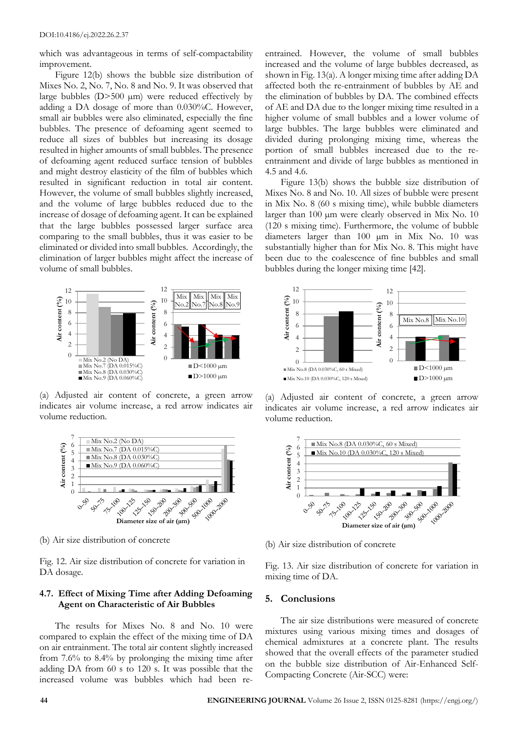which was advantageous in terms of self-compactability improvement.

Figure 12(b) shows the bubble size distribution of Mixes No. 2, No. 7, No. 8 and No. 9. It was observed that large bubbles (D>500 μm) were reduced effectively by adding a DA dosage of more than 0.030%C. However, small air bubbles were also eliminated, especially the fine bubbles. The presence of defoaming agent seemed to reduce all sizes of bubbles but increasing its dosage resulted in higher amounts of small bubbles. The presence of defoaming agent reduced surface tension of bubbles and might destroy elasticity of the film of bubbles which resulted in significant reduction in total air content. However, the volume of small bubbles slightly increased, and the volume of large bubbles reduced due to the increase of dosage of defoaming agent. It can be explained that the large bubbles possessed larger surface area comparing to the small bubbles, thus it was easier to be eliminated or divided into small bubbles. Accordingly, the elimination of larger bubbles might affect the increase of volume of small bubbles.

(a) Adjusted air content of concrete, a green arrow indicates air volume increase, a red arrow indicates air volume reduction.

(b) Air size distribution of concrete

Fig. 12. Air size distribution of concrete for variation in DA dosage.

### 4.7. Effect of Mixing Time after Adding Defoaming Agent on Characteristic of Air Bubbles

The results for Mixes No. 8 and No. 10 were compared to explain the effect of the mixing time of DA on air entrainment. The total air content slightly increased from 7.6% to 8.4% by prolonging the mixing time after adding DA from 60 s to 120 s. It was possible that the increased volume was bubbles which had been re-entrained. However, the volume of small bubbles increased and the volume of large bubbles decreased, as shown in Fig. 13(a). A longer mixing time after adding DA affected both the re-entrainment of bubbles by AE and the elimination of bubbles by DA. The combined effects of AE and DA due to the longer mixing time resulted in a higher volume of small bubbles and a lower volume of large bubbles. The large bubbles were eliminated and divided during prolonging mixing time, whereas the portion of small bubbles increased due to the re-entrainment and divide of large bubbles as mentioned in 4.5 and 4.6.

Figure 13(b) shows the bubble size distribution of Mixes No. 8 and No. 10. All sizes of bubble were present in Mix No. 8 (60 s mixing time), while bubble diameters larger than 100 μm were clearly observed in Mix No. 10 (120 s mixing time). Furthermore, the volume of bubble diameters larger than 100 μm in Mix No. 10 was substantially higher than for Mix No. 8. This might have been due to the coalescence of fine bubbles and small bubbles during the longer mixing time [42].

(a) Adjusted air content of concrete, a green arrow indicates air volume increase, a red arrow indicates air volume reduction.

(b) Air size distribution of concrete

Fig. 13. Air size distribution of concrete for variation in mixing time of DA.

## 5. Conclusions

The air size distributions were measured of concrete mixtures using various mixing times and dosages of chemical admixtures at a concrete plant. The results showed that the overall effects of the parameter studied on the bubble size distribution of Air-Enhanced Self-Compacting Concrete (Air-SCC) were: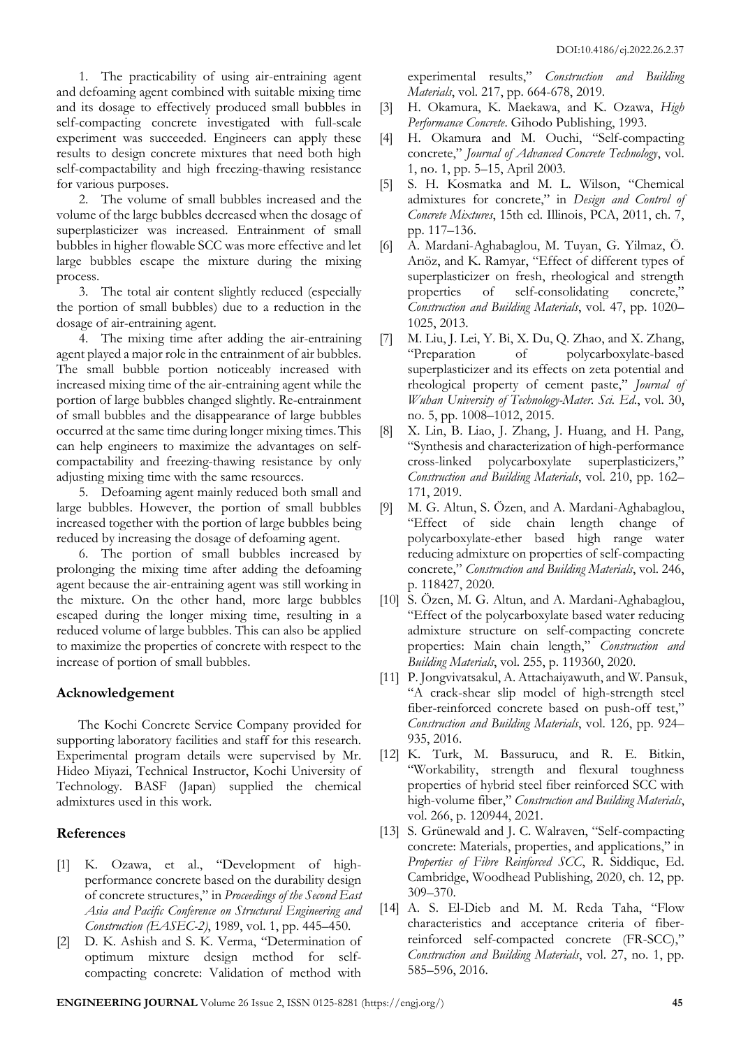1. The practicability of using air-entraining agent and defoaming agent combined with suitable mixing time and its dosage to effectively produced small bubbles in self-compacting concrete investigated with full-scale experiment was succeeded. Engineers can apply these results to design concrete mixtures that need both high self-compactability and high freezing-thawing resistance for various purposes.

2. The volume of small bubbles increased and the volume of the large bubbles decreased when the dosage of superplasticizer was increased. Entrainment of small bubbles in higher flowable SCC was more effective and let large bubbles escape the mixture during the mixing process.

3. The total air content slightly reduced (especially the portion of small bubbles) due to a reduction in the dosage of air-entraining agent.

4. The mixing time after adding the air-entraining agent played a major role in the entrainment of air bubbles. The small bubble portion noticeably increased with increased mixing time of the air-entraining agent while the portion of large bubbles changed slightly. Re-entrainment of small bubbles and the disappearance of large bubbles occurred at the same time during longer mixing times. This can help engineers to maximize the advantages on self-compactability and freezing-thawing resistance by only adjusting mixing time with the same resources.

5. Defoaming agent mainly reduced both small and large bubbles. However, the portion of small bubbles increased together with the portion of large bubbles being reduced by increasing the dosage of defoaming agent.

6. The portion of small bubbles increased by prolonging the mixing time after adding the defoaming agent because the air-entraining agent was still working in the mixture. On the other hand, more large bubbles escaped during the longer mixing time, resulting in a reduced volume of large bubbles. This can also be applied to maximize the properties of concrete with respect to the increase of portion of small bubbles.

## Acknowledgement

The Kochi Concrete Service Company provided for supporting laboratory facilities and staff for this research. Experimental program details were supervised by Mr. Hideo Miyazi, Technical Instructor, Kochi University of Technology. BASF (Japan) supplied the chemical admixtures used in this work.

## References

[1] K. Ozawa, et al., "Development of high-performance concrete based on the durability design of concrete structures," in *Proceedings of the Second East Asia and Pacific Conference on Structural Engineering and Construction (EASEC-2)*, 1989, vol. 1, pp. 445–450.

[2] D. K. Ashish and S. K. Verma, "Determination of optimum mixture design method for self-compacting concrete: Validation of method with experimental results," *Construction and Building Materials*, vol. 217, pp. 664-678, 2019.

[3] H. Okamura, K. Maekawa, and K. Ozawa, *High Performance Concrete*. Gihodo Publishing, 1993.

[4] H. Okamura and M. Ouchi, "Self-compacting concrete," *Journal of Advanced Concrete Technology*, vol. 1, no. 1, pp. 5–15, April 2003.

[5] S. H. Kosmatka and M. L. Wilson, "Chemical admixtures for concrete," in *Design and Control of Concrete Mixtures*, 15th ed. Illinois, PCA, 2011, ch. 7, pp. 117–136.

[6] A. Mardani-Aghabaglou, M. Tuyan, G. Yilmaz, Ö. Arıöz, and K. Ramyar, "Effect of different types of superplasticizer on fresh, rheological and strength properties of self-consolidating concrete," *Construction and Building Materials*, vol. 47, pp. 1020–1025, 2013.

[7] M. Liu, J. Lei, Y. Bi, X. Du, Q. Zhao, and X. Zhang, "Preparation of polycarboxylate-based superplasticizer and its effects on zeta potential and rheological property of cement paste," *Journal of Wuhan University of Technology-Mater. Sci. Ed.*, vol. 30, no. 5, pp. 1008–1012, 2015.

[8] X. Lin, B. Liao, J. Zhang, J. Huang, and H. Pang, "Synthesis and characterization of high-performance cross-linked polycarboxylate superplasticizers," *Construction and Building Materials*, vol. 210, pp. 162–171, 2019.

[9] M. G. Altun, S. Özen, and A. Mardani-Aghabaglou, "Effect of side chain length change of polycarboxylate-ether based high range water reducing admixture on properties of self-compacting concrete," *Construction and Building Materials*, vol. 246, p. 118427, 2020.

[10] S. Özen, M. G. Altun, and A. Mardani-Aghabaglou, "Effect of the polycarboxylate based water reducing admixture structure on self-compacting concrete properties: Main chain length," *Construction and Building Materials*, vol. 255, p. 119360, 2020.

[11] P. Jongvivatsakul, A. Attachaiyawuth, and W. Pansuk, "A crack-shear slip model of high-strength steel fiber-reinforced concrete based on push-off test," *Construction and Building Materials*, vol. 126, pp. 924–935, 2016.

[12] K. Turk, M. Bassurucu, and R. E. Bitkin, "Workability, strength and flexural toughness properties of hybrid steel fiber reinforced SCC with high-volume fiber," *Construction and Building Materials*, vol. 266, p. 120944, 2021.

[13] S. Grünewald and J. C. Walraven, "Self-compacting concrete: Materials, properties, and applications," in *Properties of Fibre Reinforced SCC*, R. Siddique, Ed. Cambridge, Woodhead Publishing, 2020, ch. 12, pp. 309–370.

[14] A. S. El-Dieb and M. M. Reda Taha, "Flow characteristics and acceptance criteria of fiber-reinforced self-compacted concrete (FR-SCC)," *Construction and Building Materials*, vol. 27, no. 1, pp. 585–596, 2016.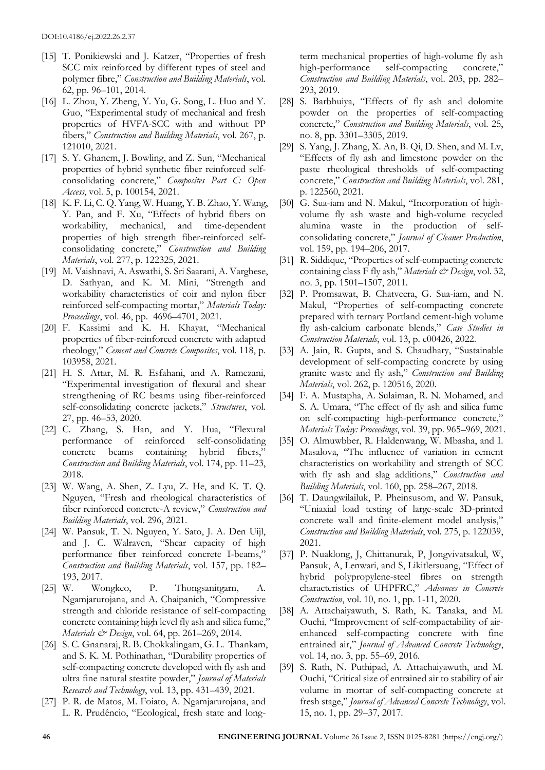[15] T. Ponikiewski and J. Katzer, "Properties of fresh SCC mix reinforced by different types of steel and polymer fibre," *Construction and Building Materials*, vol. 62, pp. 96–101, 2014.

[16] L. Zhou, Y. Zheng, Y. Yu, G. Song, L. Huo and Y. Guo, "Experimental study of mechanical and fresh properties of HVFA-SCC with and without PP fibers," *Construction and Building Materials*, vol. 267, p. 121010, 2021.

[17] S. Y. Ghanem, J. Bowling, and Z. Sun, "Mechanical properties of hybrid synthetic fiber reinforced self-consolidating concrete," *Composites Part C: Open Access*, vol. 5, p. 100154, 2021.

[18] K. F. Li, C. Q. Yang, W. Huang, Y. B. Zhao, Y. Wang, Y. Pan, and F. Xu, "Effects of hybrid fibers on workability, mechanical, and time-dependent properties of high strength fiber-reinforced self-consolidating concrete," *Construction and Building Materials*, vol. 277, p. 122325, 2021.

[19] M. Vaishnavi, A. Aswathi, S. Sri Saarani, A. Varghese, D. Sathyan, and K. M. Mini, "Strength and workability characteristics of coir and nylon fiber reinforced self-compacting mortar," *Materials Today: Proceedings*, vol. 46, pp. 4696–4701, 2021.

[20] F. Kassimi and K. H. Khayat, "Mechanical properties of fiber-reinforced concrete with adapted rheology," *Cement and Concrete Composites*, vol. 118, p. 103958, 2021.

[21] H. S. Attar, M. R. Esfahani, and A. Ramezani, "Experimental investigation of flexural and shear strengthening of RC beams using fiber-reinforced self-consolidating concrete jackets," *Structures*, vol. 27, pp. 46–53, 2020.

[22] C. Zhang, S. Han, and Y. Hua, "Flexural performance of reinforced self-consolidating concrete beams containing hybrid fibers," *Construction and Building Materials*, vol. 174, pp. 11–23, 2018.

[23] W. Wang, A. Shen, Z. Lyu, Z. He, and K. T. Q. Nguyen, "Fresh and rheological characteristics of fiber reinforced concrete-A review," *Construction and Building Materials*, vol. 296, 2021.

[24] W. Pansuk, T. N. Nguyen, Y. Sato, J. A. Den Uijl, and J. C. Walraven, "Shear capacity of high performance fiber reinforced concrete I-beams," *Construction and Building Materials*, vol. 157, pp. 182–193, 2017.

[25] W. Wongkeo, P. Thongsanitgarn, A. Ngamjarurojana, and A. Chaipanich, "Compressive strength and chloride resistance of self-compacting concrete containing high level fly ash and silica fume," *Materials & Design*, vol. 64, pp. 261–269, 2014.

[26] S. C. Gnanaraj, R. B. Chokkalingam, G. L. Thankam, and S. K. M. Pothinathan, "Durability properties of self-compacting concrete developed with fly ash and ultra fine natural steatite powder," *Journal of Materials Research and Technology*, vol. 13, pp. 431–439, 2021.

[27] P. R. de Matos, M. Foiato, A. Ngamjarurojana, and L. R. Prudêncio, "Ecological, fresh state and long-term mechanical properties of high-volume fly ash high-performance self-compacting concrete," *Construction and Building Materials*, vol. 203, pp. 282–293, 2019.

[28] S. Barbhuiya, "Effects of fly ash and dolomite powder on the properties of self-compacting concrete," *Construction and Building Materials*, vol. 25, no. 8, pp. 3301–3305, 2019.

[29] S. Yang, J. Zhang, X. An, B. Qi, D. Shen, and M. Lv, "Effects of fly ash and limestone powder on the paste rheological thresholds of self-compacting concrete," *Construction and Building Materials*, vol. 281, p. 122560, 2021.

[30] G. Sua-iam and N. Makul, "Incorporation of high-volume fly ash waste and high-volume recycled alumina waste in the production of self-consolidating concrete," *Journal of Cleaner Production*, vol. 159, pp. 194–206, 2017.

[31] R. Siddique, "Properties of self-compacting concrete containing class F fly ash," *Materials & Design*, vol. 32, no. 3, pp. 1501–1507, 2011.

[32] P. Promsawat, B. Chatveera, G. Sua-iam, and N. Makul, "Properties of self-compacting concrete prepared with ternary Portland cement-high volume fly ash-calcium carbonate blends," *Case Studies in Construction Materials*, vol. 13, p. e00426, 2022.

[33] A. Jain, R. Gupta, and S. Chaudhary, "Sustainable development of self-compacting concrete by using granite waste and fly ash," *Construction and Building Materials*, vol. 262, p. 120516, 2020.

[34] F. A. Mustapha, A. Sulaiman, R. N. Mohamed, and S. A. Umara, "The effect of fly ash and silica fume on self-compacting high-performance concrete," *Materials Today: Proceedings*, vol. 39, pp. 965–969, 2021.

[35] O. Almuwbber, R. Haldenwang, W. Mbasha, and I. Masalova, "The influence of variation in cement characteristics on workability and strength of SCC with fly ash and slag additions," *Construction and Building Materials*, vol. 160, pp. 258–267, 2018.

[36] T. Daungwilailuk, P. Pheinsusom, and W. Pansuk, "Uniaxial load testing of large-scale 3D-printed concrete wall and finite-element model analysis," *Construction and Building Materials*, vol. 275, p. 122039, 2021.

[37] P. Nuaklong, J, Chittanurak, P, Jongvivatsakul, W, Pansuk, A, Lenwari, and S, Likitlersuang, "Effect of hybrid polypropylene-steel fibres on strength characteristics of UHPFRC," *Advances in Concrete Construction*, vol. 10, no. 1, pp. 1-11, 2020.

[38] A. Attachaiyawuth, S. Rath, K. Tanaka, and M. Ouchi, "Improvement of self-compactability of air-enhanced self-compacting concrete with fine entrained air," *Journal of Advanced Concrete Technology*, vol. 14, no. 3, pp. 55–69, 2016.

[39] S. Rath, N. Puthipad, A. Attachaiyawuth, and M. Ouchi, "Critical size of entrained air to stability of air volume in mortar of self-compacting concrete at fresh stage," *Journal of Advanced Concrete Technology*, vol. 15, no. 1, pp. 29–37, 2017.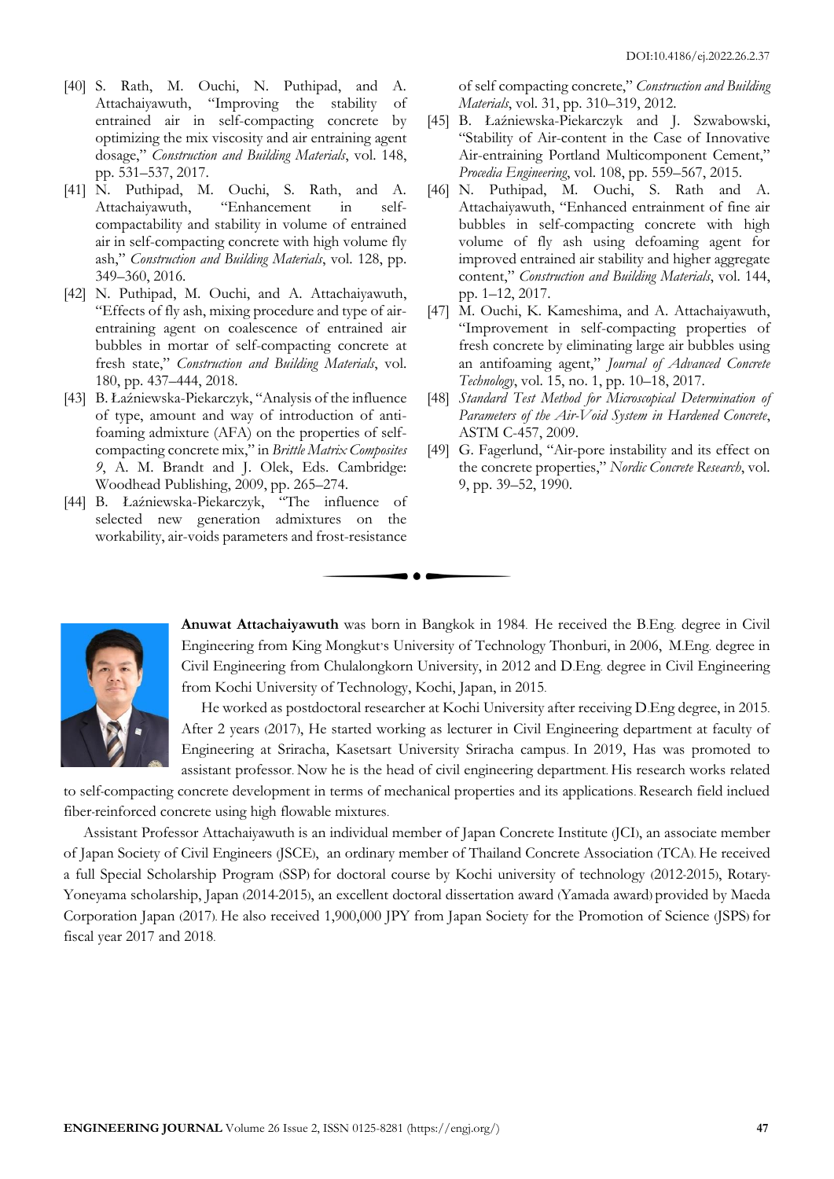[40] S. Rath, M. Ouchi, N. Puthipad, and A. Attachaiyawuth, "Improving the stability of entrained air in self-compacting concrete by optimizing the mix viscosity and air entraining agent dosage," *Construction and Building Materials*, vol. 148, pp. 531–537, 2017.

[41] N. Puthipad, M. Ouchi, S. Rath, and A. Attachaiyawuth, "Enhancement in self-compactability and stability in volume of entrained air in self-compacting concrete with high volume fly ash," *Construction and Building Materials*, vol. 128, pp. 349–360, 2016.

[42] N. Puthipad, M. Ouchi, and A. Attachaiyawuth, "Effects of fly ash, mixing procedure and type of air-entraining agent on coalescence of entrained air bubbles in mortar of self-compacting concrete at fresh state," *Construction and Building Materials*, vol. 180, pp. 437–444, 2018.

[43] B. Łaźniewska-Piekarczyk, "Analysis of the influence of type, amount and way of introduction of anti-foaming admixture (AFA) on the properties of self-compacting concrete mix," in *Brittle Matrix Composites 9*, A. M. Brandt and J. Olek, Eds. Cambridge: Woodhead Publishing, 2009, pp. 265–274.

[44] B. Łaźniewska-Piekarczyk, "The influence of selected new generation admixtures on the workability, air-voids parameters and frost-resistance of self compacting concrete," *Construction and Building Materials*, vol. 31, pp. 310–319, 2012.

[45] B. Łaźniewska-Piekarczyk and J. Szwabowski, "Stability of Air-content in the Case of Innovative Air-entraining Portland Multicomponent Cement," *Procedia Engineering*, vol. 108, pp. 559–567, 2015.

[46] N. Puthipad, M. Ouchi, S. Rath and A. Attachaiyawuth, "Enhanced entrainment of fine air bubbles in self-compacting concrete with high volume of fly ash using defoaming agent for improved entrained air stability and higher aggregate content," *Construction and Building Materials*, vol. 144, pp. 1–12, 2017.

[47] M. Ouchi, K. Kameshima, and A. Attachaiyawuth, "Improvement in self-compacting properties of fresh concrete by eliminating large air bubbles using an antifoaming agent," *Journal of Advanced Concrete Technology*, vol. 15, no. 1, pp. 10–18, 2017.

[48] *Standard Test Method for Microscopical Determination of Parameters of the Air-Void System in Hardened Concrete*, ASTM C-457, 2009.

[49] G. Fagerlund, "Air-pore instability and its effect on the concrete properties," *Nordic Concrete Research*, vol. 9, pp. 39–52, 1990.

**Anuwat Attachaiyawuth** was born in Bangkok in 1984. He received the B.Eng. degree in Civil Engineering from King Mongkut's University of Technology Thonburi, in 2006, M.Eng. degree in Civil Engineering from Chulalongkorn University, in 2012 and D.Eng. degree in Civil Engineering from Kochi University of Technology, Kochi, Japan, in 2015.

He worked as postdoctoral researcher at Kochi University after receiving D.Eng degree, in 2015. After 2 years (2017), He started working as lecturer in Civil Engineering department at faculty of Engineering at Sriracha, Kasetsart University Sriracha campus. In 2019, Has was promoted to assistant professor. Now he is the head of civil engineering department. His research works related to self-compacting concrete development in terms of mechanical properties and its applications. Research field inclued fiber-reinforced concrete using high flowable mixtures.

Assistant Professor Attachaiyawuth is an individual member of Japan Concrete Institute (JCI), an associate member of Japan Society of Civil Engineers (JSCE), an ordinary member of Thailand Concrete Association (TCA). He received a full Special Scholarship Program (SSP) for doctoral course by Kochi university of technology (2012-2015), Rotary-Yoneyama scholarship, Japan (2014-2015), an excellent doctoral dissertation award (Yamada award) provided by Maeda Corporation Japan (2017). He also received 1,900,000 JPY from Japan Society for the Promotion of Science (JSPS) for fiscal year 2017 and 2018.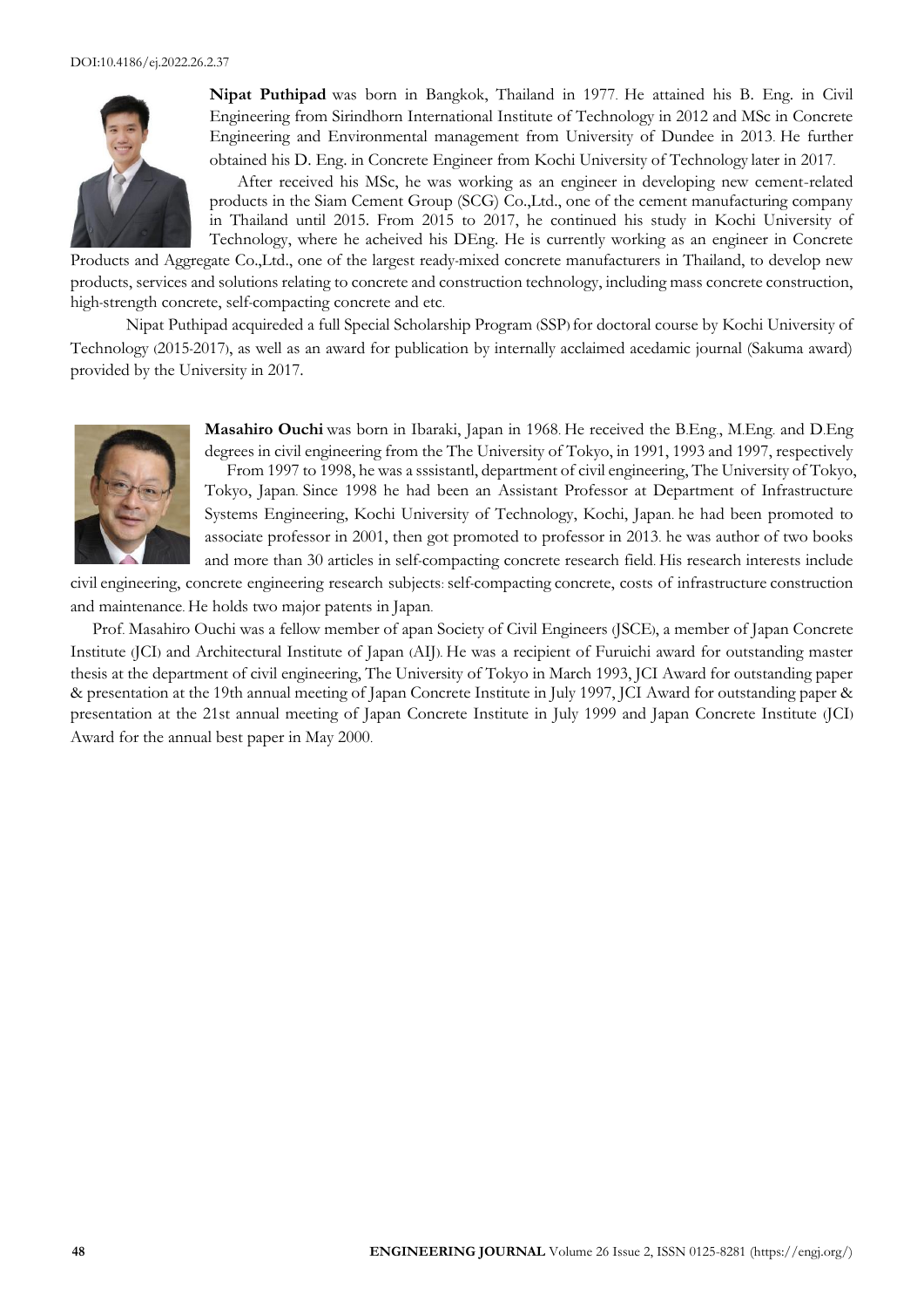**Nipat Puthipad** was born in Bangkok, Thailand in 1977. He attained his B. Eng. in Civil Engineering from Sirindhorn International Institute of Technology in 2012 and MSc in Concrete Engineering and Environmental management from University of Dundee in 2013. He further obtained his D. Eng. in Concrete Engineer from Kochi University of Technology later in 2017.

After received his MSc, he was working as an engineer in developing new cement-related products in the Siam Cement Group (SCG) Co.,Ltd., one of the cement manufacturing company in Thailand until 2015. From 2015 to 2017, he continued his study in Kochi University of Technology, where he acheived his DEng. He is currently working as an engineer in Concrete Products and Aggregate Co.,Ltd., one of the largest ready-mixed concrete manufacturers in Thailand, to develop new products, services and solutions relating to concrete and construction technology, including mass concrete construction, high-strength concrete, self-compacting concrete and etc.

Nipat Puthipad acquireded a full Special Scholarship Program (SSP) for doctoral course by Kochi University of Technology (2015-2017), as well as an award for publication by internally acclaimed acedamic journal (Sakuma award) provided by the University in 2017.

**Masahiro Ouchi** was born in Ibaraki, Japan in 1968. He received the B.Eng., M.Eng. and D.Eng degrees in civil engineering from the The University of Tokyo, in 1991, 1993 and 1997, respectively

From 1997 to 1998, he was a sssistantl, department of civil engineering, The University of Tokyo, Tokyo, Japan. Since 1998 he had been an Assistant Professor at Department of Infrastructure Systems Engineering, Kochi University of Technology, Kochi, Japan. he had been promoted to associate professor in 2001, then got promoted to professor in 2013. he was author of two books and more than 30 articles in self-compacting concrete research field. His research interests include civil engineering, concrete engineering research subjects: self-compacting concrete, costs of infrastructure construction and maintenance. He holds two major patents in Japan.

Prof. Masahiro Ouchi was a fellow member of apan Society of Civil Engineers (JSCE), a member of Japan Concrete Institute (JCI) and Architectural Institute of Japan (AIJ). He was a recipient of Furuichi award for outstanding master thesis at the department of civil engineering, The University of Tokyo in March 1993, JCI Award for outstanding paper & presentation at the 19th annual meeting of Japan Concrete Institute in July 1997, JCI Award for outstanding paper & presentation at the 21st annual meeting of Japan Concrete Institute in July 1999 and Japan Concrete Institute (JCI) Award for the annual best paper in May 2000.